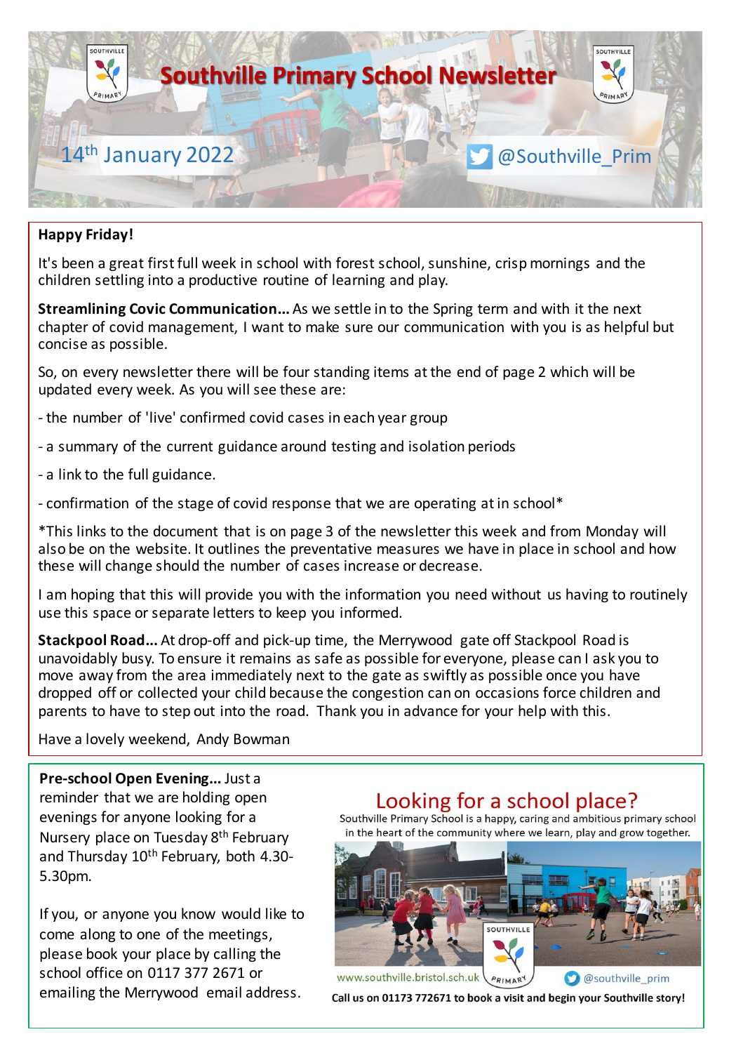# Southville Primary School Newsletter

14th January 2022

@Southville_Prim

**Happy Friday!**

It's been a great first full week in school with forest school, sunshine, crisp mornings and the children settling into a productive routine of learning and play.

**Streamlining Covic Communication...** As we settle in to the Spring term and with it the next chapter of covid management, I want to make sure our communication with you is as helpful but concise as possible.

So, on every newsletter there will be four standing items at the end of page 2 which will be updated every week. As you will see these are:

- the number of 'live' confirmed covid cases in each year group
- a summary of the current guidance around testing and isolation periods
- a link to the full guidance.
- confirmation of the stage of covid response that we are operating at in school*

*This links to the document that is on page 3 of the newsletter this week and from Monday will also be on the website. It outlines the preventative measures we have in place in school and how these will change should the number of cases increase or decrease.

I am hoping that this will provide you with the information you need without us having to routinely use this space or separate letters to keep you informed.

**Stackpool Road...** At drop-off and pick-up time, the Merrywood gate off Stackpool Road is unavoidably busy. To ensure it remains as safe as possible for everyone, please can I ask you to move away from the area immediately next to the gate as swiftly as possible once you have dropped off or collected your child because the congestion can on occasions force children and parents to have to step out into the road. Thank you in advance for your help with this.

Have a lovely weekend, Andy Bowman

**Pre-school Open Evening...** Just a reminder that we are holding open evenings for anyone looking for a Nursery place on Tuesday 8th February and Thursday 10th February, both 4.30-5.30pm.

If you, or anyone you know would like to come along to one of the meetings, please book your place by calling the school office on 0117 377 2671 or emailing the Merrywood email address.

## Looking for a school place?

Southville Primary School is a happy, caring and ambitious primary school in the heart of the community where we learn, play and grow together.

www.southville.bristol.sch.uk @southville_prim

**Call us on 01173 772671 to book a visit and begin your Southville story!**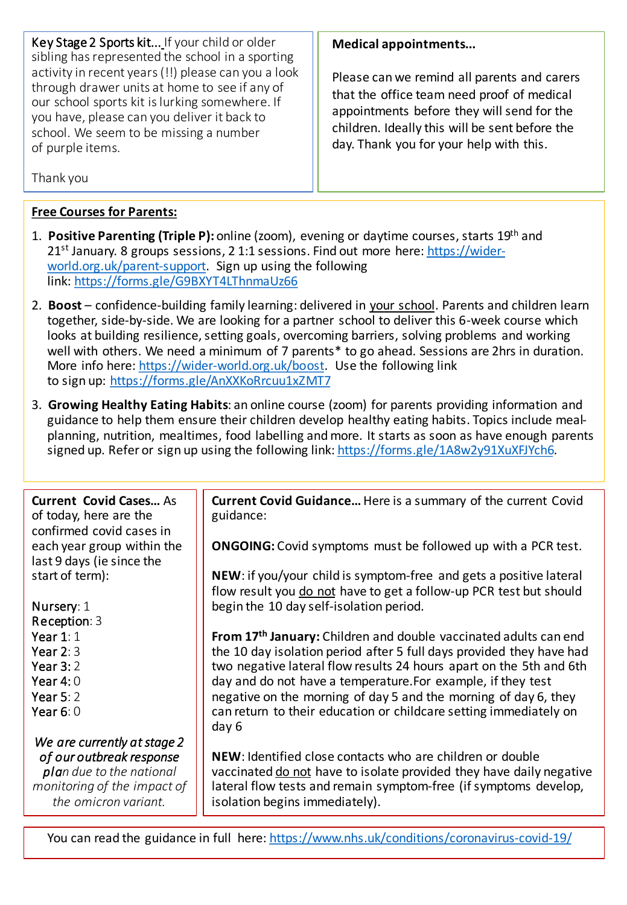**Key Stage 2 Sports kit...** If your child or older sibling has represented the school in a sporting activity in recent years (!!) please can you a look through drawer units at home to see if any of our school sports kit is lurking somewhere. If you have, please can you deliver it back to school. We seem to be missing a number of purple items.

Thank you

**Medical appointments...**

Please can we remind all parents and carers that the office team need proof of medical appointments before they will send for the children. Ideally this will be sent before the day. Thank you for your help with this.

**Free Courses for Parents:**

1. **Positive Parenting (Triple P):** online (zoom), evening or daytime courses, starts 19th and 21st January. 8 groups sessions, 2 1:1 sessions. Find out more here: https://wider-world.org.uk/parent-support. Sign up using the following link: https://forms.gle/G9BXYT4LThnmaUz66
2. **Boost** – confidence-building family learning: delivered in your school. Parents and children learn together, side-by-side. We are looking for a partner school to deliver this 6-week course which looks at building resilience, setting goals, overcoming barriers, solving problems and working well with others. We need a minimum of 7 parents* to go ahead. Sessions are 2hrs in duration. More info here: https://wider-world.org.uk/boost. Use the following link to sign up: https://forms.gle/AnXXKoRrcuu1xZMT7
3. **Growing Healthy Eating Habits**: an online course (zoom) for parents providing information and guidance to help them ensure their children develop healthy eating habits. Topics include meal-planning, nutrition, mealtimes, food labelling and more. It starts as soon as have enough parents signed up. Refer or sign up using the following link: https://forms.gle/1A8w2y91XuXFJYch6.

**Current Covid Cases...** As of today, here are the confirmed covid cases in each year group within the last 9 days (ie since the start of term):

**Nursery**: 1
**Reception**: 3
**Year 1**: 1
**Year 2**: 3
**Year 3**: 2
**Year 4**: 0
**Year 5**: 2
**Year 6**: 0

*We are currently at stage 2 of our outbreak response plan due to the national monitoring of the impact of the omicron variant.*

**Current Covid Guidance...** Here is a summary of the current Covid guidance:

**ONGOING:** Covid symptoms must be followed up with a PCR test.

**NEW**: if you/your child is symptom-free and gets a positive lateral flow result you do not have to get a follow-up PCR test but should begin the 10 day self-isolation period.

**From 17th January:** Children and double vaccinated adults can end the 10 day isolation period after 5 full days provided they have had two negative lateral flow results 24 hours apart on the 5th and 6th day and do not have a temperature. For example, if they test negative on the morning of day 5 and the morning of day 6, they can return to their education or childcare setting immediately on day 6

**NEW**: Identified close contacts who are children or double vaccinated do not have to isolate provided they have daily negative lateral flow tests and remain symptom-free (if symptoms develop, isolation begins immediately).

You can read the guidance in full here: https://www.nhs.uk/conditions/coronavirus-covid-19/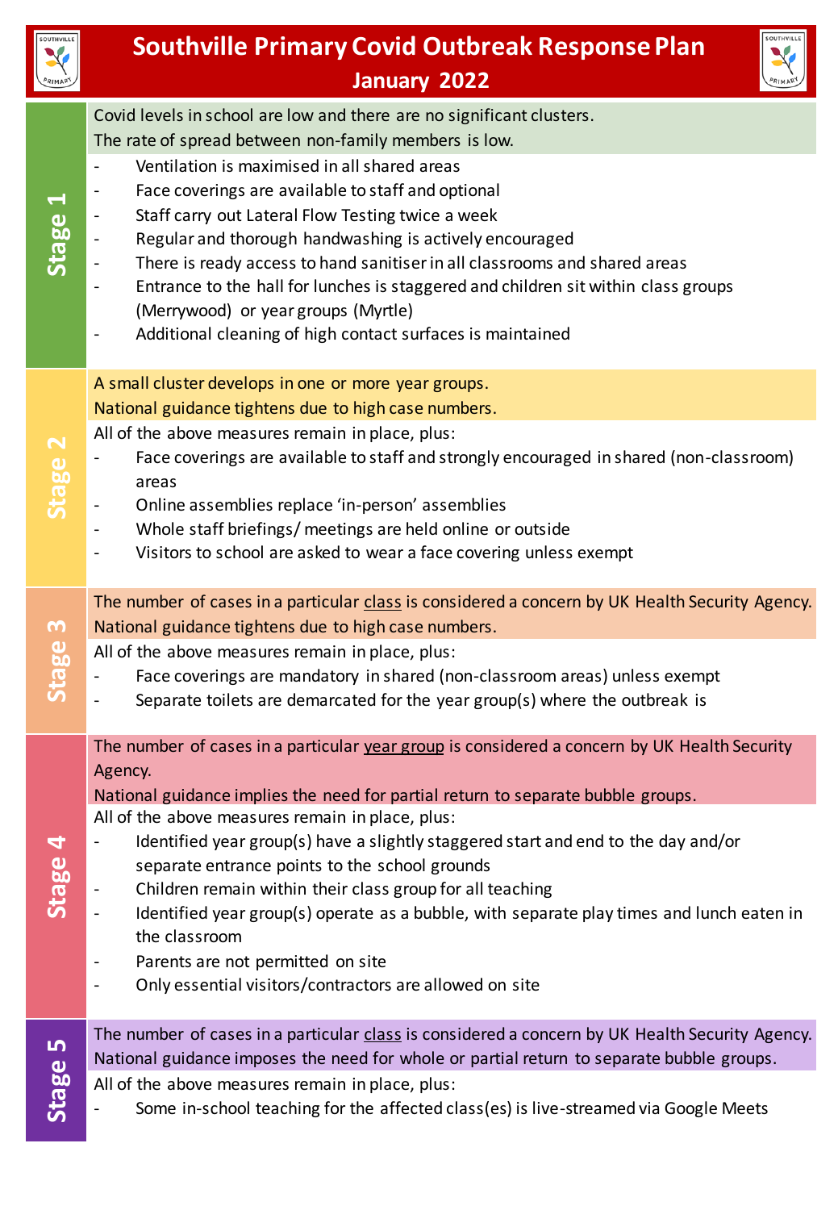# Southville Primary Covid Outbreak Response Plan

## January 2022

## Stage 1

Covid levels in school are low and there are no significant clusters.
The rate of spread between non-family members is low.

- Ventilation is maximised in all shared areas
- Face coverings are available to staff and optional
- Staff carry out Lateral Flow Testing twice a week
- Regular and thorough handwashing is actively encouraged
- There is ready access to hand sanitiser in all classrooms and shared areas
- Entrance to the hall for lunches is staggered and children sit within class groups (Merrywood) or year groups (Myrtle)
- Additional cleaning of high contact surfaces is maintained

## Stage 2

A small cluster develops in one or more year groups.
National guidance tightens due to high case numbers.

All of the above measures remain in place, plus:

- Face coverings are available to staff and strongly encouraged in shared (non-classroom) areas
- Online assemblies replace 'in-person' assemblies
- Whole staff briefings/ meetings are held online or outside
- Visitors to school are asked to wear a face covering unless exempt

## Stage 3

The number of cases in a particular <u>class</u> is considered a concern by UK Health Security Agency.
National guidance tightens due to high case numbers.

All of the above measures remain in place, plus:

- Face coverings are mandatory in shared (non-classroom areas) unless exempt
- Separate toilets are demarcated for the year group(s) where the outbreak is

## Stage 4

The number of cases in a particular <u>year group</u> is considered a concern by UK Health Security Agency.
National guidance implies the need for partial return to separate bubble groups.

All of the above measures remain in place, plus:

- Identified year group(s) have a slightly staggered start and end to the day and/or separate entrance points to the school grounds
- Children remain within their class group for all teaching
- Identified year group(s) operate as a bubble, with separate play times and lunch eaten in the classroom
- Parents are not permitted on site
- Only essential visitors/contractors are allowed on site

## Stage 5

The number of cases in a particular <u>class</u> is considered a concern by UK Health Security Agency.
National guidance imposes the need for whole or partial return to separate bubble groups.

All of the above measures remain in place, plus:

- Some in-school teaching for the affected class(es) is live-streamed via Google Meets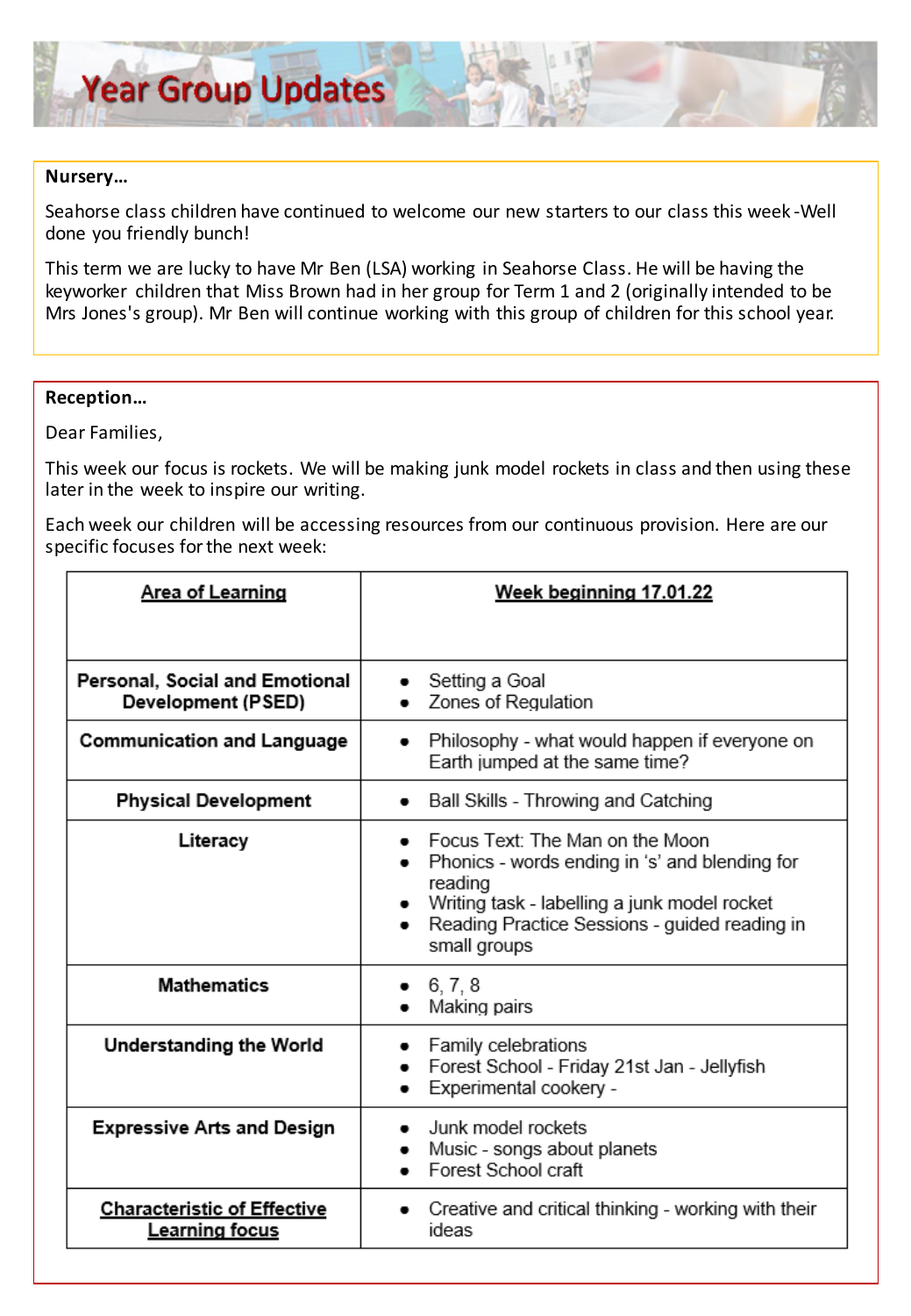# Year Group Updates

**Nursery…**

Seahorse class children have continued to welcome our new starters to our class this week -Well done you friendly bunch!

This term we are lucky to have Mr Ben (LSA) working in Seahorse Class. He will be having the keyworker children that Miss Brown had in her group for Term 1 and 2 (originally intended to be Mrs Jones's group). Mr Ben will continue working with this group of children for this school year.

**Reception…**

Dear Families,

This week our focus is rockets. We will be making junk model rockets in class and then using these later in the week to inspire our writing.

Each week our children will be accessing resources from our continuous provision. Here are our specific focuses for the next week:

| **Area of Learning** | **Week beginning 17.01.22** |
|---|---|
| **Personal, Social and Emotional Development (PSED)** | • Setting a Goal<br>• Zones of Regulation |
| **Communication and Language** | • Philosophy - what would happen if everyone on Earth jumped at the same time? |
| **Physical Development** | • Ball Skills - Throwing and Catching |
| **Literacy** | • Focus Text: The Man on the Moon<br>• Phonics - words ending in 's' and blending for reading<br>• Writing task - labelling a junk model rocket<br>• Reading Practice Sessions - guided reading in small groups |
| **Mathematics** | • 6, 7, 8<br>• Making pairs |
| **Understanding the World** | • Family celebrations<br>• Forest School - Friday 21st Jan - Jellyfish<br>• Experimental cookery - |
| **Expressive Arts and Design** | • Junk model rockets<br>• Music - songs about planets<br>• Forest School craft |
| **Characteristic of Effective Learning focus** | • Creative and critical thinking - working with their ideas |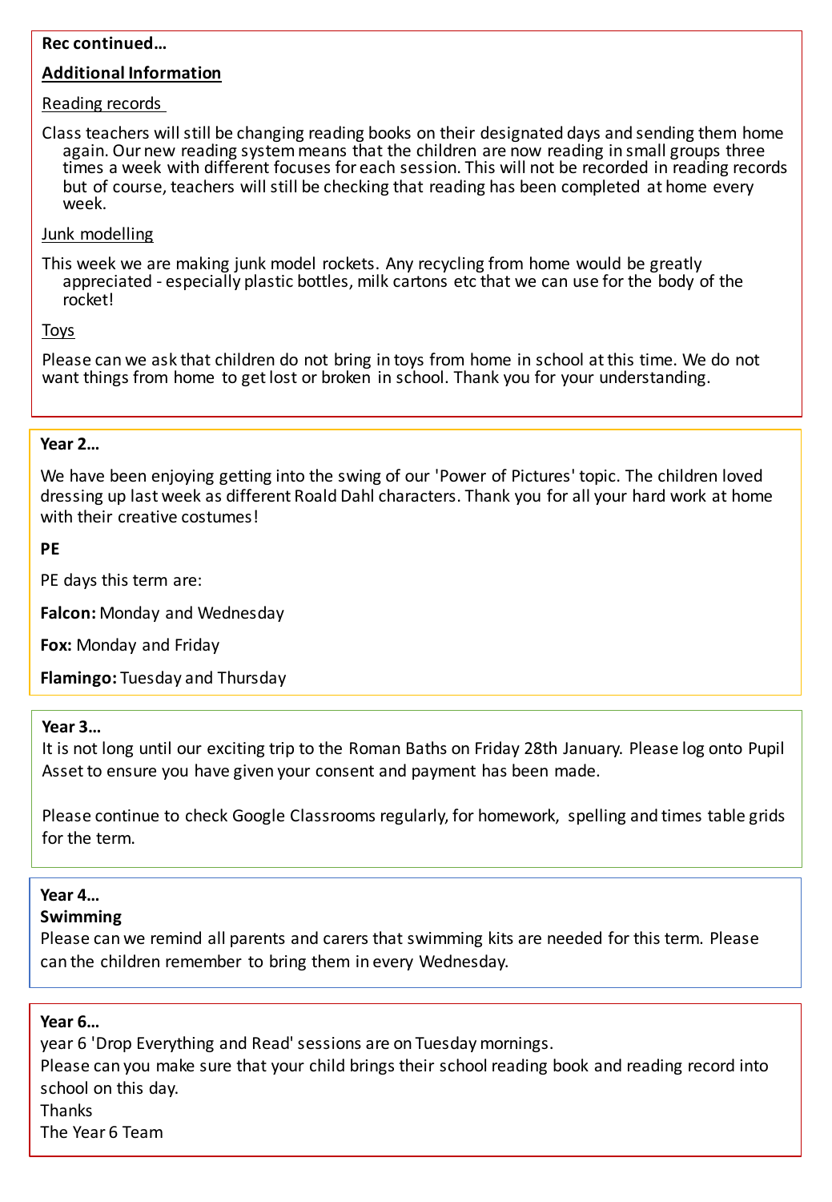**Rec continued…**

**Additional Information**

Reading records

Class teachers will still be changing reading books on their designated days and sending them home again. Our new reading system means that the children are now reading in small groups three times a week with different focuses for each session. This will not be recorded in reading records but of course, teachers will still be checking that reading has been completed at home every week.

Junk modelling

This week we are making junk model rockets. Any recycling from home would be greatly appreciated - especially plastic bottles, milk cartons etc that we can use for the body of the rocket!

Toys

Please can we ask that children do not bring in toys from home in school at this time. We do not want things from home to get lost or broken in school. Thank you for your understanding.

**Year 2…**

We have been enjoying getting into the swing of our 'Power of Pictures' topic. The children loved dressing up last week as different Roald Dahl characters. Thank you for all your hard work at home with their creative costumes!

**PE**

PE days this term are:

**Falcon:** Monday and Wednesday

**Fox:** Monday and Friday

**Flamingo:** Tuesday and Thursday

**Year 3…**

It is not long until our exciting trip to the Roman Baths on Friday 28th January. Please log onto Pupil Asset to ensure you have given your consent and payment has been made.

Please continue to check Google Classrooms regularly, for homework, spelling and times table grids for the term.

**Year 4…**

**Swimming**

Please can we remind all parents and carers that swimming kits are needed for this term. Please can the children remember to bring them in every Wednesday.

**Year 6…**

year 6 'Drop Everything and Read' sessions are on Tuesday mornings.
Please can you make sure that your child brings their school reading book and reading record into school on this day.
Thanks
The Year 6 Team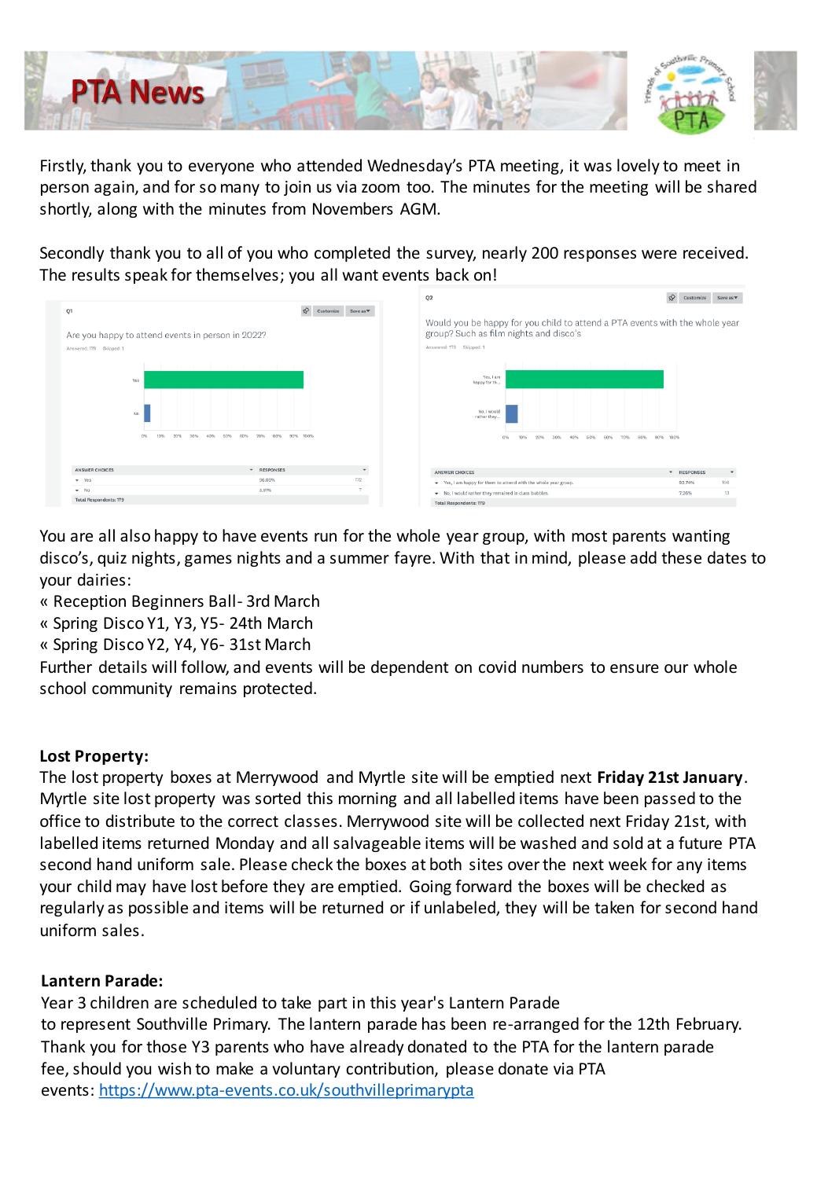# PTA News

Firstly, thank you to everyone who attended Wednesday's PTA meeting, it was lovely to meet in person again, and for so many to join us via zoom too. The minutes for the meeting will be shared shortly, along with the minutes from Novembers AGM.

Secondly thank you to all of you who completed the survey, nearly 200 responses were received. The results speak for themselves; you all want events back on!

Q1

Are you happy to attend events in person in 2022?

Answered: 179 Skipped: 1

| ANSWER CHOICES | RESPONSES | |
|---|---|---|
| Yes | 96.09% | 172 |
| No | 3.91% | 7 |
| Total Respondents: 179 | | |

Q2

Would you be happy for you child to attend a PTA events with the whole year group? Such as film nights and disco's

Answered: 179 Skipped: 1

| ANSWER CHOICES | RESPONSES | |
|---|---|---|
| Yes, I am happy for them to attend with the whole year group. | 92.74% | 166 |
| No, I would rather they remained in class bubbles | 7.26% | 13 |
| Total Respondents: 179 | | |

You are all also happy to have events run for the whole year group, with most parents wanting disco's, quiz nights, games nights and a summer fayre. With that in mind, please add these dates to your dairies:

- Reception Beginners Ball- 3rd March
- Spring Disco Y1, Y3, Y5- 24th March
- Spring Disco Y2, Y4, Y6- 31st March

Further details will follow, and events will be dependent on covid numbers to ensure our whole school community remains protected.

**Lost Property:**

The lost property boxes at Merrywood and Myrtle site will be emptied next **Friday 21st January**. Myrtle site lost property was sorted this morning and all labelled items have been passed to the office to distribute to the correct classes. Merrywood site will be collected next Friday 21st, with labelled items returned Monday and all salvageable items will be washed and sold at a future PTA second hand uniform sale. Please check the boxes at both sites over the next week for any items your child may have lost before they are emptied. Going forward the boxes will be checked as regularly as possible and items will be returned or if unlabeled, they will be taken for second hand uniform sales.

**Lantern Parade:**

Year 3 children are scheduled to take part in this year's Lantern Parade to represent Southville Primary. The lantern parade has been re-arranged for the 12th February. Thank you for those Y3 parents who have already donated to the PTA for the lantern parade fee, should you wish to make a voluntary contribution, please donate via PTA events: https://www.pta-events.co.uk/southvilleprimarypta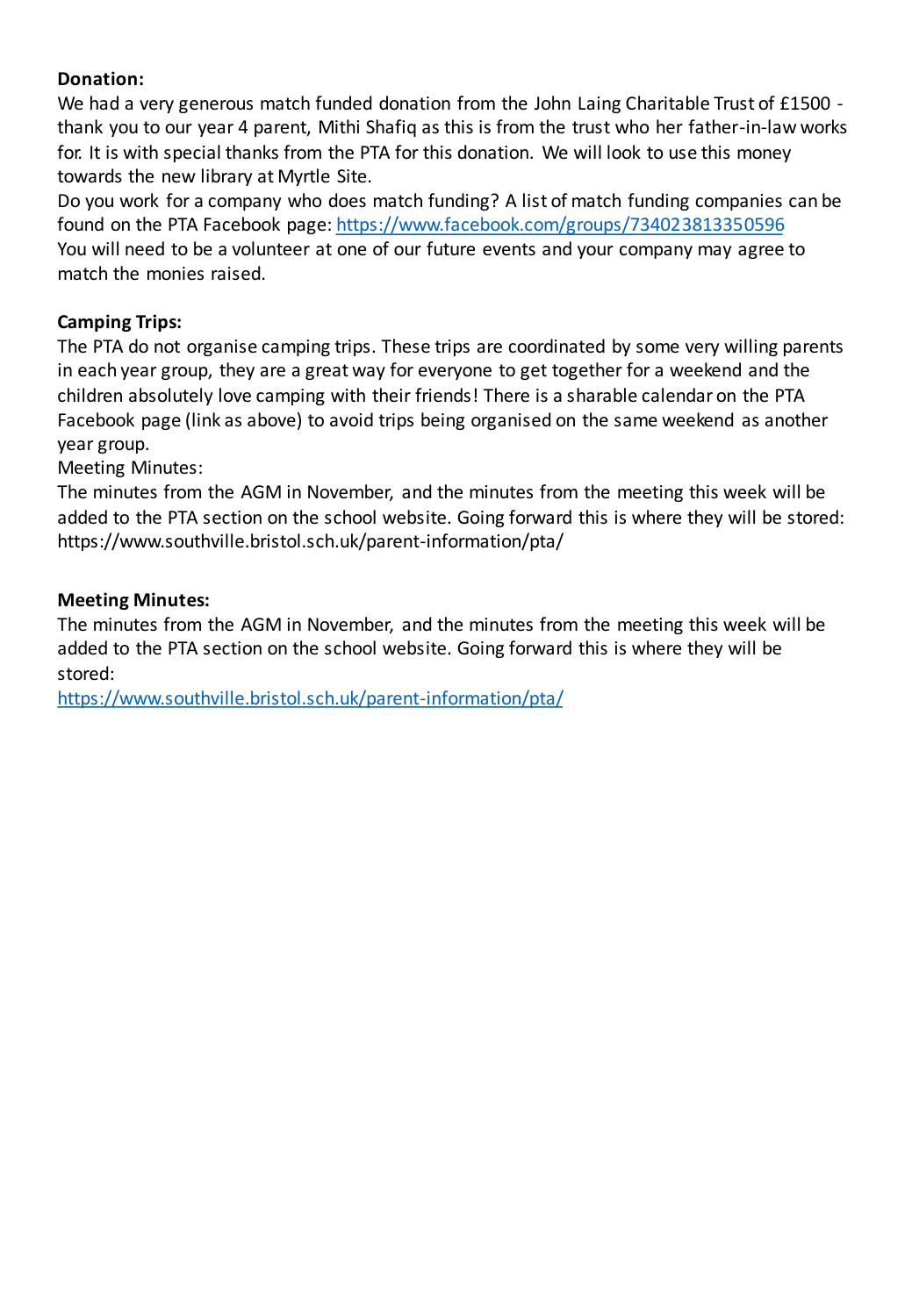**Donation:**
We had a very generous match funded donation from the John Laing Charitable Trust of £1500 - thank you to our year 4 parent, Mithi Shafiq as this is from the trust who her father-in-law works for. It is with special thanks from the PTA for this donation. We will look to use this money towards the new library at Myrtle Site.
Do you work for a company who does match funding? A list of match funding companies can be found on the PTA Facebook page: [https://www.facebook.com/groups/734023813350596](https://www.facebook.com/groups/734023813350596)
You will need to be a volunteer at one of our future events and your company may agree to match the monies raised.

**Camping Trips:**
The PTA do not organise camping trips. These trips are coordinated by some very willing parents in each year group, they are a great way for everyone to get together for a weekend and the children absolutely love camping with their friends! There is a sharable calendar on the PTA Facebook page (link as above) to avoid trips being organised on the same weekend as another year group.
Meeting Minutes:
The minutes from the AGM in November, and the minutes from the meeting this week will be added to the PTA section on the school website. Going forward this is where they will be stored: https://www.southville.bristol.sch.uk/parent-information/pta/

**Meeting Minutes:**
The minutes from the AGM in November, and the minutes from the meeting this week will be added to the PTA section on the school website. Going forward this is where they will be stored:
[https://www.southville.bristol.sch.uk/parent-information/pta/](https://www.southville.bristol.sch.uk/parent-information/pta/)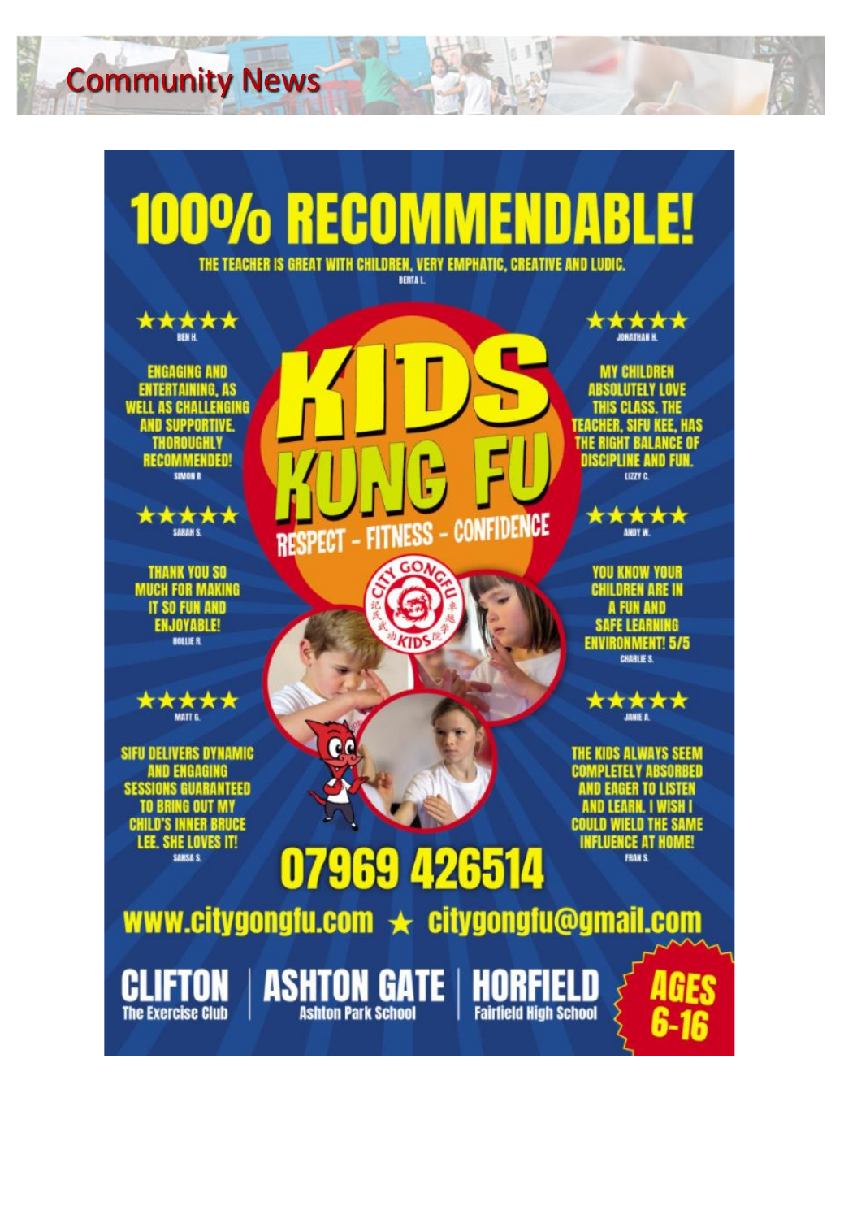## Community News

# 100% RECOMMENDABLE!

THE TEACHER IS GREAT WITH CHILDREN, VERY EMPHATIC, CREATIVE AND LUDIC.
BERTA L.

★★★★★
BEN H.

ENGAGING AND ENTERTAINING, AS WELL AS CHALLENGING AND SUPPORTIVE. THOROUGHLY RECOMMENDED!
SIMON R

★★★★★
SARAH S.

THANK YOU SO MUCH FOR MAKING IT SO FUN AND ENJOYABLE!
HOLLIE R.

★★★★★
MATT G.

SIFU DELIVERS DYNAMIC AND ENGAGING SESSIONS GUARANTEED TO BRING OUT MY CHILD'S INNER BRUCE LEE. SHE LOVES IT!
SANSA S.

# KIDS KUNG FU

RESPECT - FITNESS - CONFIDENCE

CITY GONGFU KIDS

★★★★★
JONATHAN H.

MY CHILDREN ABSOLUTELY LOVE THIS CLASS. THE TEACHER, SIFU KEE, HAS THE RIGHT BALANCE OF DISCIPLINE AND FUN.
LIZZY C.

★★★★★
ANDY W.

YOU KNOW YOUR CHILDREN ARE IN A FUN AND SAFE LEARNING ENVIRONMENT! 5/5
CHARLIE S.

★★★★★
JANIE A.

THE KIDS ALWAYS SEEM COMPLETELY ABSORBED AND EAGER TO LISTEN AND LEARN. I WISH I COULD WIELD THE SAME INFLUENCE AT HOME!
FRAN S.

## 07969 426514

www.citygongfu.com ★ citygongfu@gmail.com

**CLIFTON** The Exercise Club | **ASHTON GATE** Ashton Park School | **HORFIELD** Fairfield High School

**AGES 6-16**